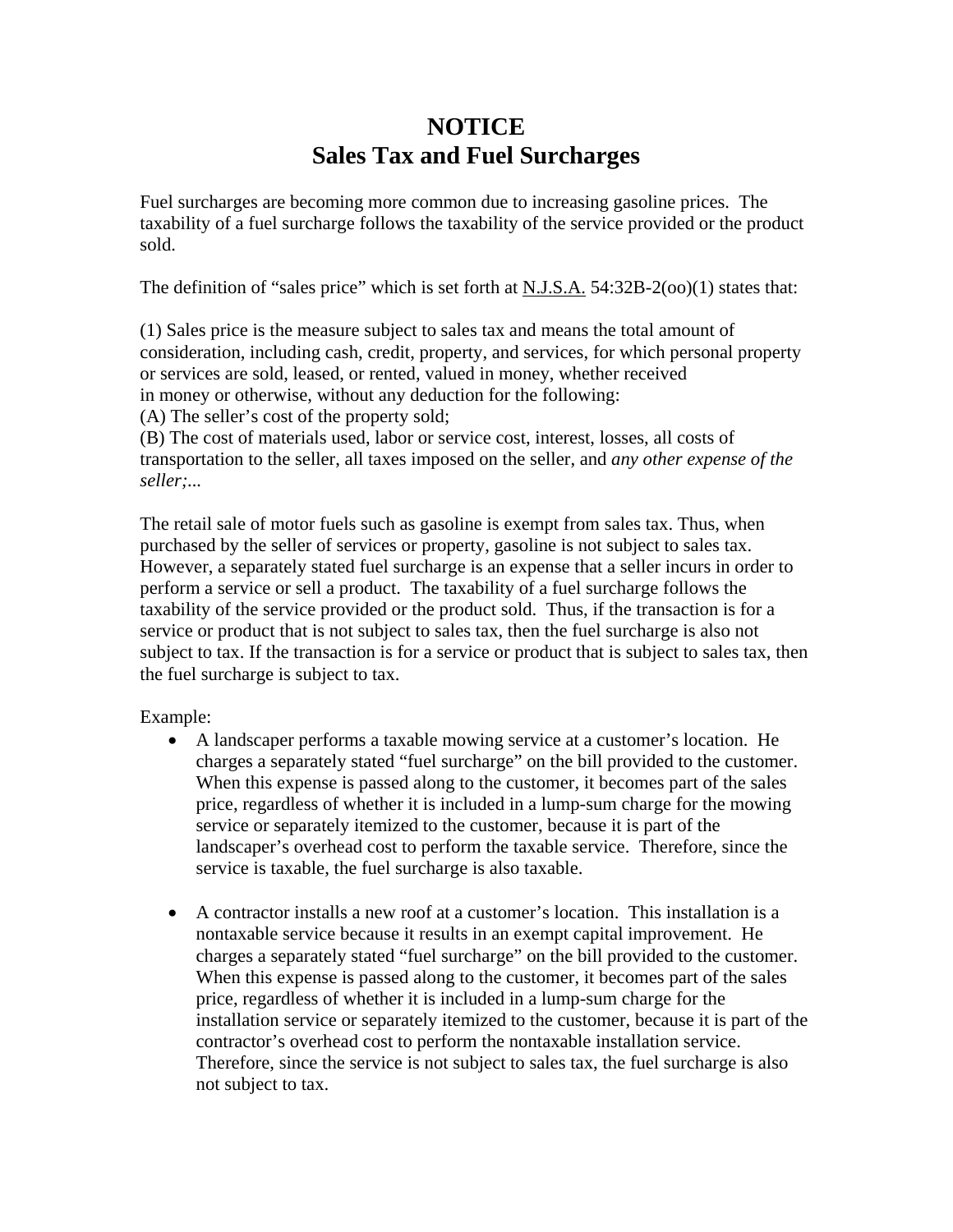# NOTICE
# Sales Tax and Fuel Surcharges

Fuel surcharges are becoming more common due to increasing gasoline prices. The taxability of a fuel surcharge follows the taxability of the service provided or the product sold.

The definition of "sales price" which is set forth at N.J.S.A. 54:32B-2(oo)(1) states that:

(1) Sales price is the measure subject to sales tax and means the total amount of consideration, including cash, credit, property, and services, for which personal property or services are sold, leased, or rented, valued in money, whether received in money or otherwise, without any deduction for the following:
(A) The seller's cost of the property sold;
(B) The cost of materials used, labor or service cost, interest, losses, all costs of transportation to the seller, all taxes imposed on the seller, and *any other expense of the seller;...*

The retail sale of motor fuels such as gasoline is exempt from sales tax. Thus, when purchased by the seller of services or property, gasoline is not subject to sales tax. However, a separately stated fuel surcharge is an expense that a seller incurs in order to perform a service or sell a product. The taxability of a fuel surcharge follows the taxability of the service provided or the product sold. Thus, if the transaction is for a service or product that is not subject to sales tax, then the fuel surcharge is also not subject to tax. If the transaction is for a service or product that is subject to sales tax, then the fuel surcharge is subject to tax.

Example:

- A landscaper performs a taxable mowing service at a customer's location. He charges a separately stated "fuel surcharge" on the bill provided to the customer. When this expense is passed along to the customer, it becomes part of the sales price, regardless of whether it is included in a lump-sum charge for the mowing service or separately itemized to the customer, because it is part of the landscaper's overhead cost to perform the taxable service. Therefore, since the service is taxable, the fuel surcharge is also taxable.

- A contractor installs a new roof at a customer's location. This installation is a nontaxable service because it results in an exempt capital improvement. He charges a separately stated "fuel surcharge" on the bill provided to the customer. When this expense is passed along to the customer, it becomes part of the sales price, regardless of whether it is included in a lump-sum charge for the installation service or separately itemized to the customer, because it is part of the contractor's overhead cost to perform the nontaxable installation service. Therefore, since the service is not subject to sales tax, the fuel surcharge is also not subject to tax.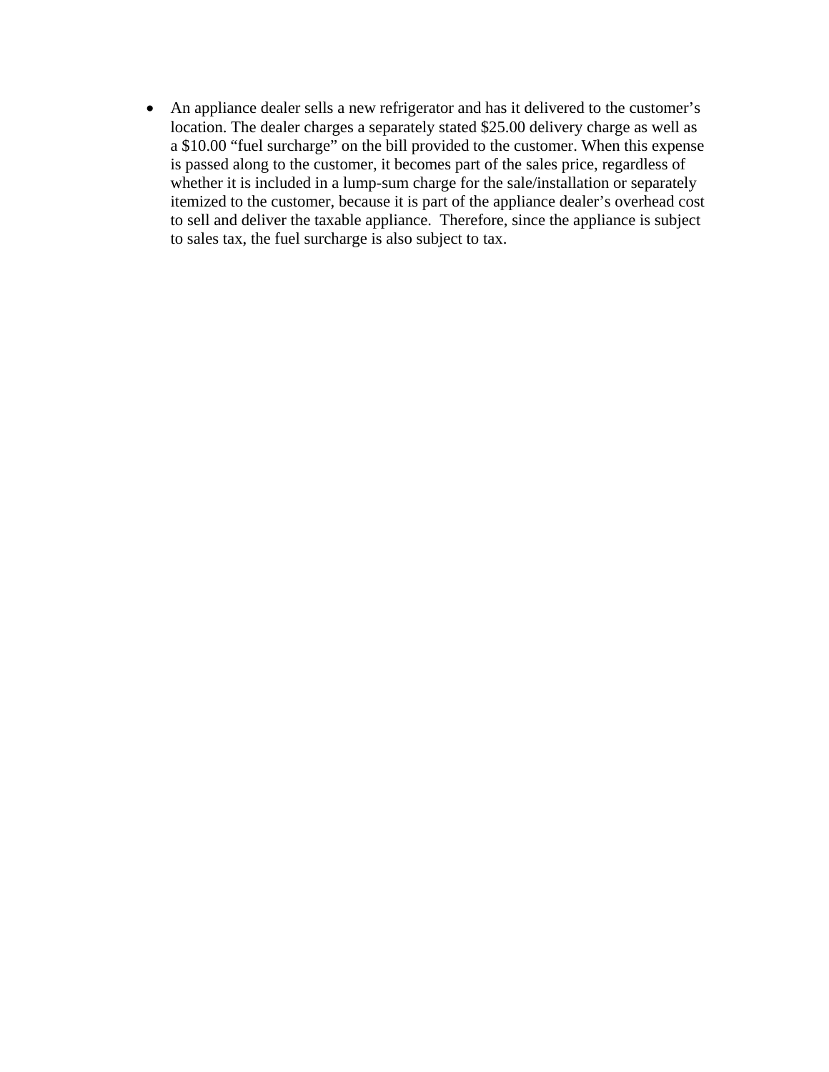- An appliance dealer sells a new refrigerator and has it delivered to the customer's location. The dealer charges a separately stated $25.00 delivery charge as well as a $10.00 "fuel surcharge" on the bill provided to the customer. When this expense is passed along to the customer, it becomes part of the sales price, regardless of whether it is included in a lump-sum charge for the sale/installation or separately itemized to the customer, because it is part of the appliance dealer's overhead cost to sell and deliver the taxable appliance. Therefore, since the appliance is subject to sales tax, the fuel surcharge is also subject to tax.